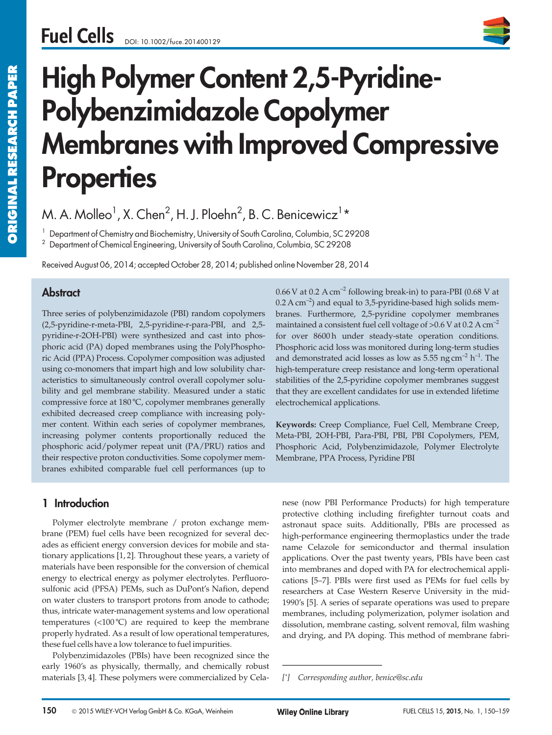# High Polymer Content 2,5-Pyridine-Polybenzimidazole Copolymer Membranes with Improved Compressive Properties

M. A. Molleo[1], X. Chen[2], H. J. Ploehn[2], B. C. Benicewicz[1]*

[1] Department of Chemistry and Biochemistry, University of South Carolina, Columbia, SC 29208
[2] Department of Chemical Engineering, University of South Carolina, Columbia, SC 29208

Received August 06, 2014; accepted October 28, 2014; published online November 28, 2014

## Abstract

Three series of polybenzimidazole (PBI) random copolymers (2,5-pyridine-r-meta-PBI, 2,5-pyridine-r-para-PBI, and 2,5-pyridine-r-2OH-PBI) were synthesized and cast into phosphoric acid (PA) doped membranes using the PolyPhosphoric Acid (PPA) Process. Copolymer composition was adjusted using co-monomers that impart high and low solubility characteristics to simultaneously control overall copolymer solubility and gel membrane stability. Measured under a static compressive force at 180 °C, copolymer membranes generally exhibited decreased creep compliance with increasing polymer content. Within each series of copolymer membranes, increasing polymer contents proportionally reduced the phosphoric acid/polymer repeat unit (PA/PRU) ratios and their respective proton conductivities. Some copolymer membranes exhibited comparable fuel cell performances (up to 0.66 V at 0.2 A $cm^{-2}$ following break-in) to para-PBI (0.68 V at 0.2 A $cm^{-2}$) and equal to 3,5-pyridine-based high solids membranes. Furthermore, 2,5-pyridine copolymer membranes maintained a consistent fuel cell voltage of >0.6 V at 0.2 A $cm^{-2}$ for over 8600 h under steady-state operation conditions. Phosphoric acid loss was monitored during long-term studies and demonstrated acid losses as low as 5.55 ng $cm^{-2}$ $h^{-1}$. The high-temperature creep resistance and long-term operational stabilities of the 2,5-pyridine copolymer membranes suggest that they are excellent candidates for use in extended lifetime electrochemical applications.

**Keywords:** Creep Compliance, Fuel Cell, Membrane Creep, Meta-PBI, 2OH-PBI, Para-PBI, PBI, PBI Copolymers, PEM, Phosphoric Acid, Polybenzimidazole, Polymer Electrolyte Membrane, PPA Process, Pyridine PBI

## 1 Introduction

Polymer electrolyte membrane / proton exchange membrane (PEM) fuel cells have been recognized for several decades as efficient energy conversion devices for mobile and stationary applications [1, 2]. Throughout these years, a variety of materials have been responsible for the conversion of chemical energy to electrical energy as polymer electrolytes. Perfluorosulfonic acid (PFSA) PEMs, such as DuPont's Nafion, depend on water clusters to transport protons from anode to cathode; thus, intricate water-management systems and low operational temperatures (<100 °C) are required to keep the membrane properly hydrated. As a result of low operational temperatures, these fuel cells have a low tolerance to fuel impurities.

Polybenzimidazoles (PBIs) have been recognized since the early 1960's as physically, thermally, and chemically robust materials [3, 4]. These polymers were commercialized by Celanese (now PBI Performance Products) for high temperature protective clothing including firefighter turnout coats and astronaut space suits. Additionally, PBIs are processed as high-performance engineering thermoplastics under the trade name Celazole for semiconductor and thermal insulation applications. Over the past twenty years, PBIs have been cast into membranes and doped with PA for electrochemical applications [5–7]. PBIs were first used as PEMs for fuel cells by researchers at Case Western Reserve University in the mid-1990's [5]. A series of separate operations was used to prepare membranes, including polymerization, polymer isolation and dissolution, membrane casting, solvent removal, film washing and drying, and PA doping. This method of membrane fabri-

[*] *Corresponding author, benice@sc.edu*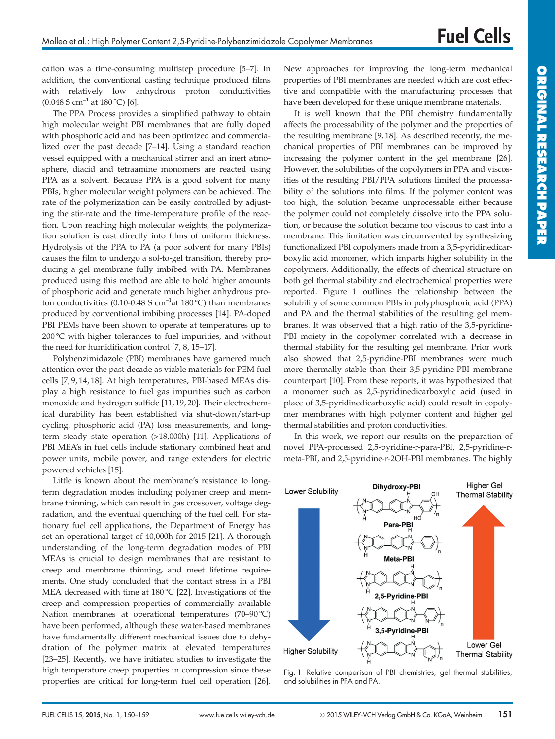cation was a time-consuming multistep procedure [5–7]. In addition, the conventional casting technique produced films with relatively low anhydrous proton conductivities (0.048 S $cm^{-1}$ at 180 °C) [6].

The PPA Process provides a simplified pathway to obtain high molecular weight PBI membranes that are fully doped with phosphoric acid and has been optimized and commercialized over the past decade [7–14]. Using a standard reaction vessel equipped with a mechanical stirrer and an inert atmosphere, diacid and tetraamine monomers are reacted using PPA as a solvent. Because PPA is a good solvent for many PBIs, higher molecular weight polymers can be achieved. The rate of the polymerization can be easily controlled by adjusting the stir-rate and the time-temperature profile of the reaction. Upon reaching high molecular weights, the polymerization solution is cast directly into films of uniform thickness. Hydrolysis of the PPA to PA (a poor solvent for many PBIs) causes the film to undergo a sol-to-gel transition, thereby producing a gel membrane fully imbibed with PA. Membranes produced using this method are able to hold higher amounts of phosphoric acid and generate much higher anhydrous proton conductivities (0.10-0.48 S $cm^{-1}$at 180 °C) than membranes produced by conventional imbibing processes [14]. PA-doped PBI PEMs have been shown to operate at temperatures up to 200 °C with higher tolerances to fuel impurities, and without the need for humidification control [7, 8, 15–17].

Polybenzimidazole (PBI) membranes have garnered much attention over the past decade as viable materials for PEM fuel cells [7, 9, 14, 18]. At high temperatures, PBI-based MEAs display a high resistance to fuel gas impurities such as carbon monoxide and hydrogen sulfide [11, 19, 20]. Their electrochemical durability has been established via shut-down/start-up cycling, phosphoric acid (PA) loss measurements, and long-term steady state operation (>18,000h) [11]. Applications of PBI MEA's in fuel cells include stationary combined heat and power units, mobile power, and range extenders for electric powered vehicles [15].

Little is known about the membrane's resistance to long-term degradation modes including polymer creep and membrane thinning, which can result in gas crossover, voltage degradation, and the eventual quenching of the fuel cell. For stationary fuel cell applications, the Department of Energy has set an operational target of 40,000h for 2015 [21]. A thorough understanding of the long-term degradation modes of PBI MEAs is crucial to design membranes that are resistant to creep and membrane thinning, and meet lifetime requirements. One study concluded that the contact stress in a PBI MEA decreased with time at 180 °C [22]. Investigations of the creep and compression properties of commercially available Nafion membranes at operational temperatures (70–90 °C) have been performed, although these water-based membranes have fundamentally different mechanical issues due to dehydration of the polymer matrix at elevated temperatures [23–25]. Recently, we have initiated studies to investigate the high temperature creep properties in compression since these properties are critical for long-term fuel cell operation [26]. New approaches for improving the long-term mechanical properties of PBI membranes are needed which are cost effective and compatible with the manufacturing processes that have been developed for these unique membrane materials.

It is well known that the PBI chemistry fundamentally affects the processability of the polymer and the properties of the resulting membrane [9, 18]. As described recently, the mechanical properties of PBI membranes can be improved by increasing the polymer content in the gel membrane [26]. However, the solubilities of the copolymers in PPA and viscosities of the resulting PBI/PPA solutions limited the processability of the solutions into films. If the polymer content was too high, the solution became unprocessable either because the polymer could not completely dissolve into the PPA solution, or because the solution became too viscous to cast into a membrane. This limitation was circumvented by synthesizing functionalized PBI copolymers made from a 3,5-pyridinedicarboxylic acid monomer, which imparts higher solubility in the copolymers. Additionally, the effects of chemical structure on both gel thermal stability and electrochemical properties were reported. Figure 1 outlines the relationship between the solubility of some common PBIs in polyphosphoric acid (PPA) and PA and the thermal stabilities of the resulting gel membranes. It was observed that a high ratio of the 3,5-pyridine-PBI moiety in the copolymer correlated with a decrease in thermal stability for the resulting gel membrane. Prior work also showed that 2,5-pyridine-PBI membranes were much more thermally stable than their 3,5-pyridine-PBI membrane counterpart [10]. From these reports, it was hypothesized that a monomer such as 2,5-pyridinedicarboxylic acid (used in place of 3,5-pyridinedicarboxylic acid) could result in copolymer membranes with high polymer content and higher gel thermal stabilities and proton conductivities.

In this work, we report our results on the preparation of novel PPA-processed 2,5-pyridine-r-para-PBI, 2,5-pyridine-r-meta-PBI, and 2,5-pyridine-r-2OH-PBI membranes. The highly

Fig. 1 Relative comparison of PBI chemistries, gel thermal stabilities, and solubilities in PPA and PA.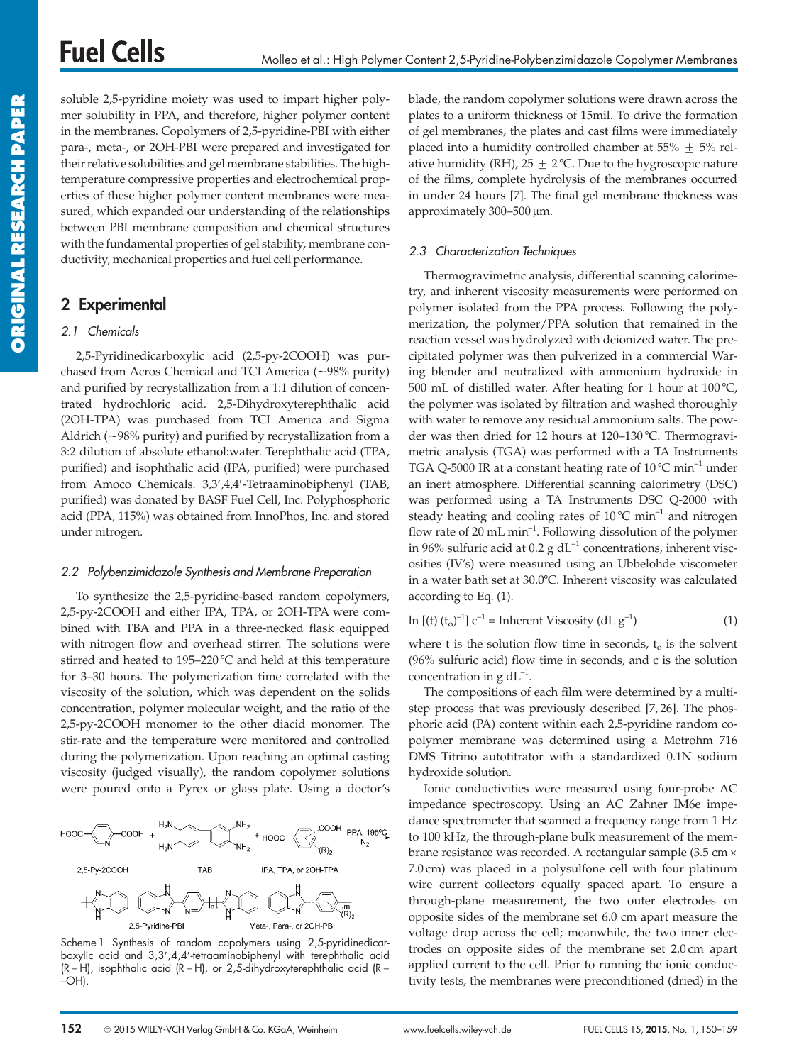soluble 2,5-pyridine moiety was used to impart higher polymer solubility in PPA, and therefore, higher polymer content in the membranes. Copolymers of 2,5-pyridine-PBI with either para-, meta-, or 2OH-PBI were prepared and investigated for their relative solubilities and gel membrane stabilities. The high-temperature compressive properties and electrochemical properties of these higher polymer content membranes were measured, which expanded our understanding of the relationships between PBI membrane composition and chemical structures with the fundamental properties of gel stability, membrane conductivity, mechanical properties and fuel cell performance.

## 2 Experimental

### 2.1 Chemicals

2,5-Pyridinedicarboxylic acid (2,5-py-2COOH) was purchased from Acros Chemical and TCI America (~98% purity) and purified by recrystallization from a 1:1 dilution of concentrated hydrochloric acid. 2,5-Dihydroxyterephthalic acid (2OH-TPA) was purchased from TCI America and Sigma Aldrich (~98% purity) and purified by recrystallization from a 3:2 dilution of absolute ethanol:water. Terephthalic acid (TPA, purified) and isophthalic acid (IPA, purified) were purchased from Amoco Chemicals. 3,3′,4,4′-Tetraaminobiphenyl (TAB, purified) was donated by BASF Fuel Cell, Inc. Polyphosphoric acid (PPA, 115%) was obtained from InnoPhos, Inc. and stored under nitrogen.

### 2.2 Polybenzimidazole Synthesis and Membrane Preparation

To synthesize the 2,5-pyridine-based random copolymers, 2,5-py-2COOH and either IPA, TPA, or 2OH-TPA were combined with TBA and PPA in a three-necked flask equipped with nitrogen flow and overhead stirrer. The solutions were stirred and heated to 195–220 °C and held at this temperature for 3–30 hours. The polymerization time correlated with the viscosity of the solution, which was dependent on the solids concentration, polymer molecular weight, and the ratio of the 2,5-py-2COOH monomer to the other diacid monomer. The stir-rate and the temperature were monitored and controlled during the polymerization. Upon reaching an optimal casting viscosity (judged visually), the random copolymer solutions were poured onto a Pyrex or glass plate. Using a doctor's blade, the random copolymer solutions were drawn across the plates to a uniform thickness of 15mil. To drive the formation of gel membranes, the plates and cast films were immediately placed into a humidity controlled chamber at 55% ± 5% relative humidity (RH), 25 ± 2 °C. Due to the hygroscopic nature of the films, complete hydrolysis of the membranes occurred in under 24 hours [7]. The final gel membrane thickness was approximately 300–500 μm.

Scheme 1 Synthesis of random copolymers using 2,5-pyridinedicarboxylic acid and 3,3′,4,4′-tetraaminobiphenyl with terephthalic acid (R = H), isophthalic acid (R = H), or 2,5-dihydroxyterephthalic acid (R = –OH).

### 2.3 Characterization Techniques

Thermogravimetric analysis, differential scanning calorimetry, and inherent viscosity measurements were performed on polymer isolated from the PPA process. Following the polymerization, the polymer/PPA solution that remained in the reaction vessel was hydrolyzed with deionized water. The precipitated polymer was then pulverized in a commercial Waring blender and neutralized with ammonium hydroxide in 500 mL of distilled water. After heating for 1 hour at 100 °C, the polymer was isolated by filtration and washed thoroughly with water to remove any residual ammonium salts. The powder was then dried for 12 hours at 120–130 °C. Thermogravimetric analysis (TGA) was performed with a TA Instruments TGA Q-5000 IR at a constant heating rate of 10 °C $min^{-1}$ under an inert atmosphere. Differential scanning calorimetry (DSC) was performed using a TA Instruments DSC Q-2000 with steady heating and cooling rates of 10 °C $min^{-1}$ and nitrogen flow rate of 20 mL $min^{-1}$. Following dissolution of the polymer in 96% sulfuric acid at 0.2 g $dL^{-1}$ concentrations, inherent viscosities (IV's) were measured using an Ubbelohde viscometer in a water bath set at 30.0°C. Inherent viscosity was calculated according to Eq. (1).

$$\ln [(t)\,(t_o)^{-1}]\, c^{-1} = \text{Inherent Viscosity (dL g}^{-1}\text{)} \quad (1)$$

where t is the solution flow time in seconds, $t_o$ is the solvent (96% sulfuric acid) flow time in seconds, and c is the solution concentration in g $dL^{-1}$.

The compositions of each film were determined by a multistep process that was previously described [7, 26]. The phosphoric acid (PA) content within each 2,5-pyridine random copolymer membrane was determined using a Metrohm 716 DMS Titrino autotitrator with a standardized 0.1N sodium hydroxide solution.

Ionic conductivities were measured using four-probe AC impedance spectroscopy. Using an AC Zahner IM6e impedance spectrometer that scanned a frequency range from 1 Hz to 100 kHz, the through-plane bulk measurement of the membrane resistance was recorded. A rectangular sample (3.5 cm × 7.0 cm) was placed in a polysulfone cell with four platinum wire current collectors equally spaced apart. To ensure a through-plane measurement, the two outer electrodes on opposite sides of the membrane set 6.0 cm apart measure the voltage drop across the cell; meanwhile, the two inner electrodes on opposite sides of the membrane set 2.0 cm apart applied current to the cell. Prior to running the ionic conductivity tests, the membranes were preconditioned (dried) in the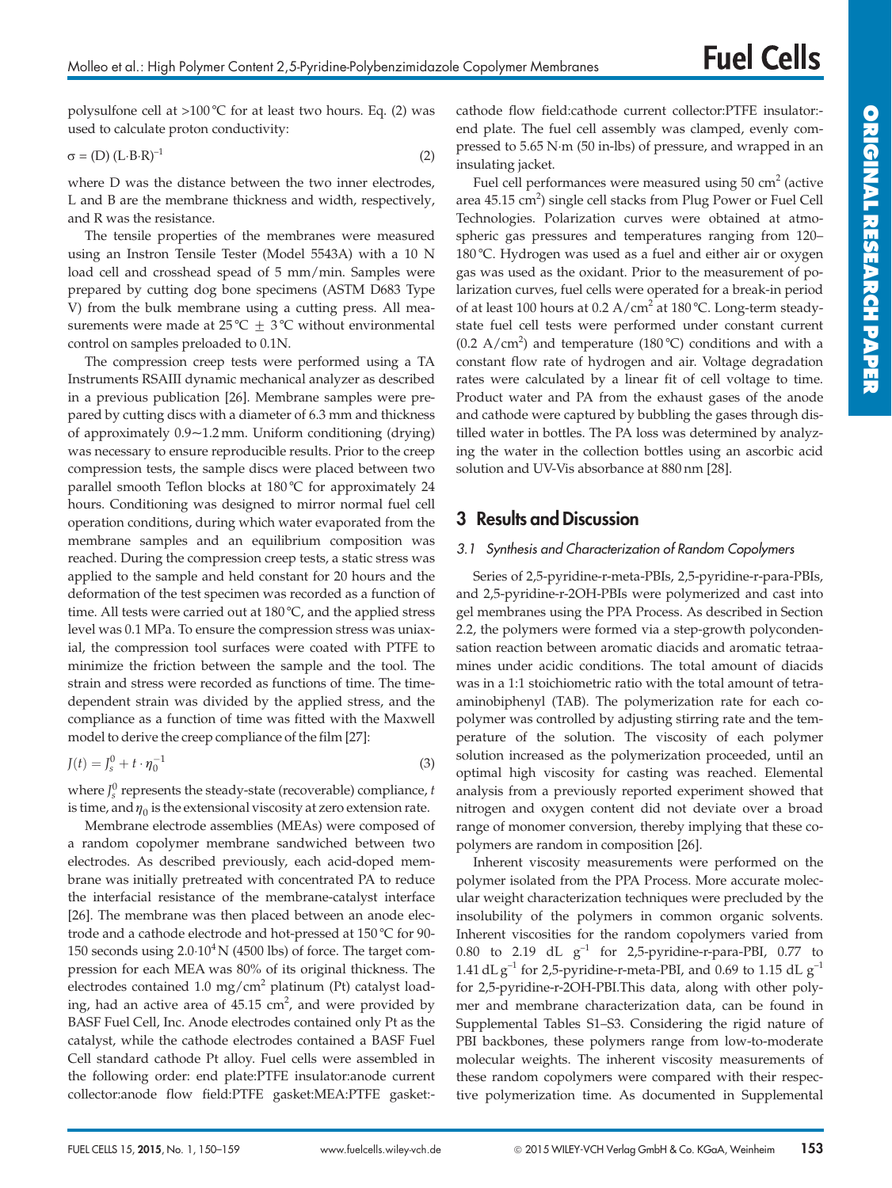polysulfone cell at >100 °C for at least two hours. Eq. (2) was used to calculate proton conductivity:

$$\sigma = (D)\,(L \cdot B \cdot R)^{-1} \tag{2}$$

where D was the distance between the two inner electrodes, L and B are the membrane thickness and width, respectively, and R was the resistance.

The tensile properties of the membranes were measured using an Instron Tensile Tester (Model 5543A) with a 10 N load cell and crosshead spead of 5 mm/min. Samples were prepared by cutting dog bone specimens (ASTM D683 Type V) from the bulk membrane using a cutting press. All measurements were made at 25 °C ± 3 °C without environmental control on samples preloaded to 0.1N.

The compression creep tests were performed using a TA Instruments RSAIII dynamic mechanical analyzer as described in a previous publication [26]. Membrane samples were prepared by cutting discs with a diameter of 6.3 mm and thickness of approximately 0.9~1.2 mm. Uniform conditioning (drying) was necessary to ensure reproducible results. Prior to the creep compression tests, the sample discs were placed between two parallel smooth Teflon blocks at 180 °C for approximately 24 hours. Conditioning was designed to mirror normal fuel cell operation conditions, during which water evaporated from the membrane samples and an equilibrium composition was reached. During the compression creep tests, a static stress was applied to the sample and held constant for 20 hours and the deformation of the test specimen was recorded as a function of time. All tests were carried out at 180 °C, and the applied stress level was 0.1 MPa. To ensure the compression stress was uniaxial, the compression tool surfaces were coated with PTFE to minimize the friction between the sample and the tool. The strain and stress were recorded as functions of time. The time-dependent strain was divided by the applied stress, and the compliance as a function of time was fitted with the Maxwell model to derive the creep compliance of the film [27]:

$$J(t) = J_s^0 + t \cdot \eta_0^{-1} \tag{3}$$

where $J_s^0$ represents the steady-state (recoverable) compliance, $t$ is time, and $\eta_0$ is the extensional viscosity at zero extension rate.

Membrane electrode assemblies (MEAs) were composed of a random copolymer membrane sandwiched between two electrodes. As described previously, each acid-doped membrane was initially pretreated with concentrated PA to reduce the interfacial resistance of the membrane-catalyst interface [26]. The membrane was then placed between an anode electrode and a cathode electrode and hot-pressed at 150 °C for 90-150 seconds using $2.0 \cdot 10^4$ N (4500 lbs) of force. The target compression for each MEA was 80% of its original thickness. The electrodes contained 1.0 mg/cm$^2$ platinum (Pt) catalyst loading, had an active area of 45.15 cm$^2$, and were provided by BASF Fuel Cell, Inc. Anode electrodes contained only Pt as the catalyst, while the cathode electrodes contained a BASF Fuel Cell standard cathode Pt alloy. Fuel cells were assembled in the following order: end plate:PTFE insulator:anode current collector:anode flow field:PTFE gasket:MEA:PTFE gasket:cathode flow field:cathode current collector:PTFE insulator:end plate. The fuel cell assembly was clamped, evenly compressed to 5.65 N·m (50 in-lbs) of pressure, and wrapped in an insulating jacket.

Fuel cell performances were measured using 50 cm$^2$ (active area 45.15 cm$^2$) single cell stacks from Plug Power or Fuel Cell Technologies. Polarization curves were obtained at atmospheric gas pressures and temperatures ranging from 120–180 °C. Hydrogen was used as a fuel and either air or oxygen gas was used as the oxidant. Prior to the measurement of polarization curves, fuel cells were operated for a break-in period of at least 100 hours at 0.2 A/cm$^2$ at 180 °C. Long-term steady-state fuel cell tests were performed under constant current (0.2 A/cm$^2$) and temperature (180 °C) conditions and with a constant flow rate of hydrogen and air. Voltage degradation rates were calculated by a linear fit of cell voltage to time. Product water and PA from the exhaust gases of the anode and cathode were captured by bubbling the gases through distilled water in bottles. The PA loss was determined by analyzing the water in the collection bottles using an ascorbic acid solution and UV-Vis absorbance at 880 nm [28].

## 3 Results and Discussion

### *3.1 Synthesis and Characterization of Random Copolymers*

Series of 2,5-pyridine-r-meta-PBIs, 2,5-pyridine-r-para-PBIs, and 2,5-pyridine-r-2OH-PBIs were polymerized and cast into gel membranes using the PPA Process. As described in Section 2.2, the polymers were formed via a step-growth polycondensation reaction between aromatic diacids and aromatic tetraamines under acidic conditions. The total amount of diacids was in a 1:1 stoichiometric ratio with the total amount of tetraaminobiphenyl (TAB). The polymerization rate for each copolymer was controlled by adjusting stirring rate and the temperature of the solution. The viscosity of each polymer solution increased as the polymerization proceeded, until an optimal high viscosity for casting was reached. Elemental analysis from a previously reported experiment showed that nitrogen and oxygen content did not deviate over a broad range of monomer conversion, thereby implying that these copolymers are random in composition [26].

Inherent viscosity measurements were performed on the polymer isolated from the PPA Process. More accurate molecular weight characterization techniques were precluded by the insolubility of the polymers in common organic solvents. Inherent viscosities for the random copolymers varied from 0.80 to 2.19 dL g$^{-1}$ for 2,5-pyridine-r-para-PBI, 0.77 to 1.41 dL g$^{-1}$ for 2,5-pyridine-r-meta-PBI, and 0.69 to 1.15 dL g$^{-1}$ for 2,5-pyridine-r-2OH-PBI.This data, along with other polymer and membrane characterization data, can be found in Supplemental Tables S1–S3. Considering the rigid nature of PBI backbones, these polymers range from low-to-moderate molecular weights. The inherent viscosity measurements of these random copolymers were compared with their respective polymerization time. As documented in Supplemental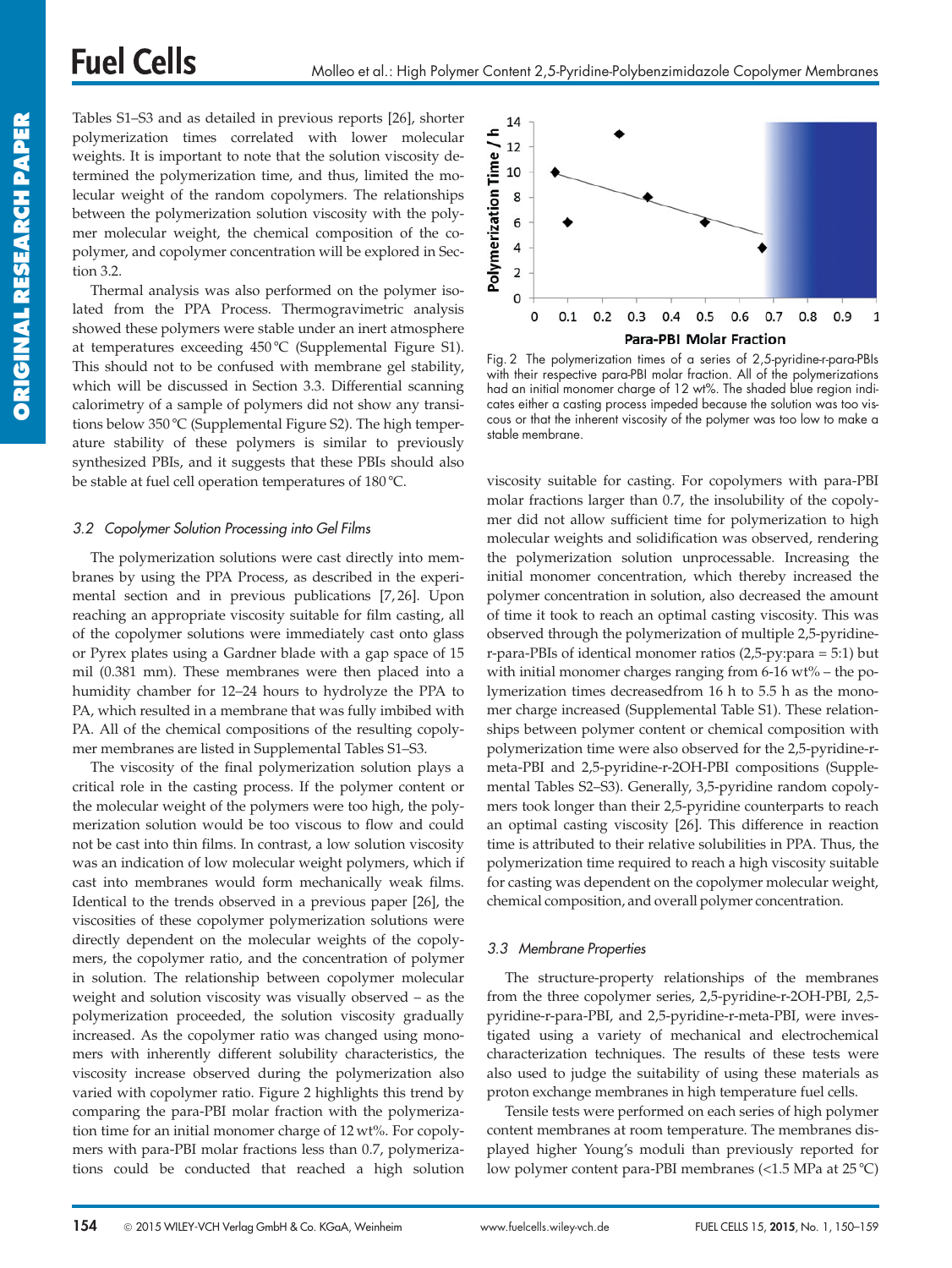Tables S1–S3 and as detailed in previous reports [26], shorter polymerization times correlated with lower molecular weights. It is important to note that the solution viscosity determined the polymerization time, and thus, limited the molecular weight of the random copolymers. The relationships between the polymerization solution viscosity with the polymer molecular weight, the chemical composition of the copolymer, and copolymer concentration will be explored in Section 3.2.

Thermal analysis was also performed on the polymer isolated from the PPA Process. Thermogravimetric analysis showed these polymers were stable under an inert atmosphere at temperatures exceeding 450 °C (Supplemental Figure S1). This should not to be confused with membrane gel stability, which will be discussed in Section 3.3. Differential scanning calorimetry of a sample of polymers did not show any transitions below 350 °C (Supplemental Figure S2). The high temperature stability of these polymers is similar to previously synthesized PBIs, and it suggests that these PBIs should also be stable at fuel cell operation temperatures of 180 °C.

### 3.2 Copolymer Solution Processing into Gel Films

The polymerization solutions were cast directly into membranes by using the PPA Process, as described in the experimental section and in previous publications [7,26]. Upon reaching an appropriate viscosity suitable for film casting, all of the copolymer solutions were immediately cast onto glass or Pyrex plates using a Gardner blade with a gap space of 15 mil (0.381 mm). These membranes were then placed into a humidity chamber for 12–24 hours to hydrolyze the PPA to PA, which resulted in a membrane that was fully imbibed with PA. All of the chemical compositions of the resulting copolymer membranes are listed in Supplemental Tables S1–S3.

The viscosity of the final polymerization solution plays a critical role in the casting process. If the polymer content or the molecular weight of the polymers were too high, the polymerization solution would be too viscous to flow and could not be cast into thin films. In contrast, a low solution viscosity was an indication of low molecular weight polymers, which if cast into membranes would form mechanically weak films. Identical to the trends observed in a previous paper [26], the viscosities of these copolymer polymerization solutions were directly dependent on the molecular weights of the copolymers, the copolymer ratio, and the concentration of polymer in solution. The relationship between copolymer molecular weight and solution viscosity was visually observed – as the polymerization proceeded, the solution viscosity gradually increased. As the copolymer ratio was changed using monomers with inherently different solubility characteristics, the viscosity increase observed during the polymerization also varied with copolymer ratio. Figure 2 highlights this trend by comparing the para-PBI molar fraction with the polymerization time for an initial monomer charge of 12 wt%. For copolymers with para-PBI molar fractions less than 0.7, polymerizations could be conducted that reached a high solution viscosity suitable for casting. For copolymers with para-PBI molar fractions larger than 0.7, the insolubility of the copolymer did not allow sufficient time for polymerization to high molecular weights and solidification was observed, rendering the polymerization solution unprocessable. Increasing the initial monomer concentration, which thereby increased the polymer concentration in solution, also decreased the amount of time it took to reach an optimal casting viscosity. This was observed through the polymerization of multiple 2,5-pyridine-r-para-PBIs of identical monomer ratios (2,5-py:para = 5:1) but with initial monomer charges ranging from 6-16 wt% – the polymerization times decreasedfrom 16 h to 5.5 h as the monomer charge increased (Supplemental Table S1). These relationships between polymer content or chemical composition with polymerization time were also observed for the 2,5-pyridine-r-meta-PBI and 2,5-pyridine-r-2OH-PBI compositions (Supplemental Tables S2–S3). Generally, 3,5-pyridine random copolymers took longer than their 2,5-pyridine counterparts to reach an optimal casting viscosity [26]. This difference in reaction time is attributed to their relative solubilities in PPA. Thus, the polymerization time required to reach a high viscosity suitable for casting was dependent on the copolymer molecular weight, chemical composition, and overall polymer concentration.

Fig. 2 The polymerization times of a series of 2,5-pyridine-r-para-PBIs with their respective para-PBI molar fraction. All of the polymerizations had an initial monomer charge of 12 wt%. The shaded blue region indicates either a casting process impeded because the solution was too viscous or that the inherent viscosity of the polymer was too low to make a stable membrane.

### 3.3 Membrane Properties

The structure-property relationships of the membranes from the three copolymer series, 2,5-pyridine-r-2OH-PBI, 2,5-pyridine-r-para-PBI, and 2,5-pyridine-r-meta-PBI, were investigated using a variety of mechanical and electrochemical characterization techniques. The results of these tests were also used to judge the suitability of using these materials as proton exchange membranes in high temperature fuel cells.

Tensile tests were performed on each series of high polymer content membranes at room temperature. The membranes displayed higher Young's moduli than previously reported for low polymer content para-PBI membranes (<1.5 MPa at 25 °C)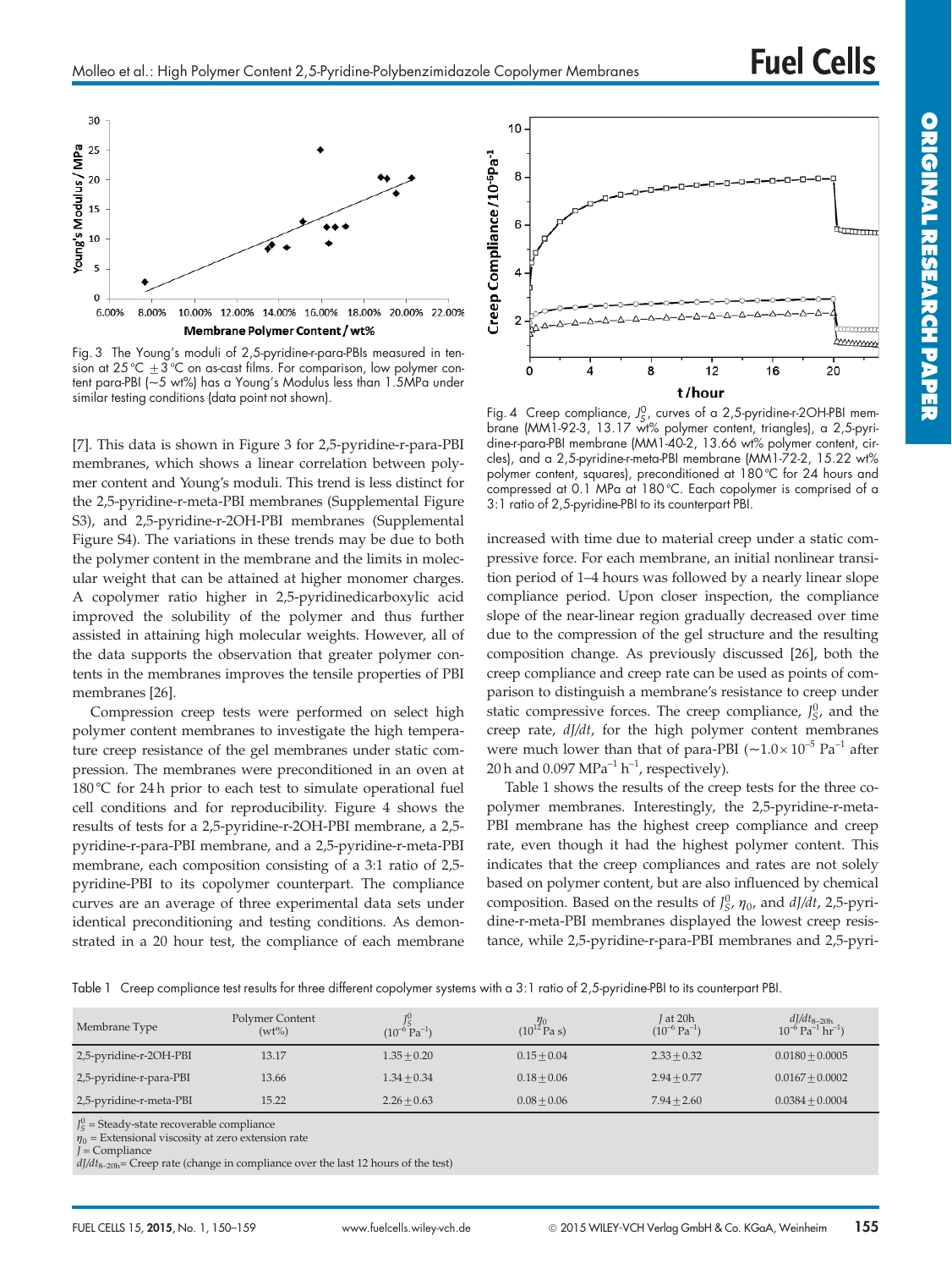Fig. 3 The Young's moduli of 2,5-pyridine-r-para-PBIs measured in tension at 25 °C ±3 °C on as-cast films. For comparison, low polymer content para-PBI (~5 wt%) has a Young's Modulus less than 1.5MPa under similar testing conditions (data point not shown).

[7]. This data is shown in Figure 3 for 2,5-pyridine-r-para-PBI membranes, which shows a linear correlation between polymer content and Young's moduli. This trend is less distinct for the 2,5-pyridine-r-meta-PBI membranes (Supplemental Figure S3), and 2,5-pyridine-r-2OH-PBI membranes (Supplemental Figure S4). The variations in these trends may be due to both the polymer content in the membrane and the limits in molecular weight that can be attained at higher monomer charges. A copolymer ratio higher in 2,5-pyridinedicarboxylic acid improved the solubility of the polymer and thus further assisted in attaining high molecular weights. However, all of the data supports the observation that greater polymer contents in the membranes improves the tensile properties of PBI membranes [26].

Compression creep tests were performed on select high polymer content membranes to investigate the high temperature creep resistance of the gel membranes under static compression. The membranes were preconditioned in an oven at 180 °C for 24 h prior to each test to simulate operational fuel cell conditions and for reproducibility. Figure 4 shows the results of tests for a 2,5-pyridine-r-2OH-PBI membrane, a 2,5-pyridine-r-para-PBI membrane, and a 2,5-pyridine-r-meta-PBI membrane, each composition consisting of a 3:1 ratio of 2,5-pyridine-PBI to its copolymer counterpart. The compliance curves are an average of three experimental data sets under identical preconditioning and testing conditions. As demonstrated in a 20 hour test, the compliance of each membrane increased with time due to material creep under a static compressive force. For each membrane, an initial nonlinear transition period of 1–4 hours was followed by a nearly linear slope compliance period. Upon closer inspection, the compliance slope of the near-linear region gradually decreased over time due to the compression of the gel structure and the resulting composition change. As previously discussed [26], both the creep compliance and creep rate can be used as points of comparison to distinguish a membrane's resistance to creep under static compressive forces. The creep compliance, $J_S^0$, and the creep rate, $dJ/dt$, for the high polymer content membranes were much lower than that of para-PBI (~$1.0\times10^{-5}$ $Pa^{-1}$ after 20 h and 0.097 $MPa^{-1}$ $h^{-1}$, respectively).

Fig. 4 Creep compliance, $J_S^0$, curves of a 2,5-pyridine-r-2OH-PBI membrane (MM1-92-3, 13.17 wt% polymer content, triangles), a 2,5-pyridine-r-para-PBI membrane (MM1-40-2, 13.66 wt% polymer content, circles), and a 2,5-pyridine-r-meta-PBI membrane (MM1-72-2, 15.22 wt% polymer content, squares), preconditioned at 180 °C for 24 hours and compressed at 0.1 MPa at 180 °C. Each copolymer is comprised of a 3:1 ratio of 2,5-pyridine-PBI to its counterpart PBI.

Table 1 shows the results of the creep tests for the three copolymer membranes. Interestingly, the 2,5-pyridine-r-meta-PBI membrane has the highest creep compliance and creep rate, even though it had the highest polymer content. This indicates that the creep compliances and rates are not solely based on polymer content, but are also influenced by chemical composition. Based on the results of $J_S^0$, $\eta_0$, and $dJ/dt$, 2,5-pyridine-r-meta-PBI membranes displayed the lowest creep resistance, while 2,5-pyridine-r-para-PBI membranes and 2,5-pyri-

Table 1 Creep compliance test results for three different copolymer systems with a 3:1 ratio of 2,5-pyridine-PBI to its counterpart PBI.

| Membrane Type | Polymer Content (wt%) | $J_S^0$ ($10^{-6}$ $Pa^{-1}$) | $\eta_0$ ($10^{12}$ Pa s) | $J$ at 20h ($10^{-6}$ $Pa^{-1}$) | $dJ/dt_{8-20h}$ $10^{-6}$ $Pa^{-1}$ $hr^{-1}$) |
|---|---|---|---|---|---|
| 2,5-pyridine-r-2OH-PBI | 13.17 | $1.35\pm0.20$ | $0.15\pm0.04$ | $2.33\pm0.32$ | $0.0180\pm0.0005$ |
| 2,5-pyridine-r-para-PBI | 13.66 | $1.34\pm0.34$ | $0.18\pm0.06$ | $2.94\pm0.77$ | $0.0167\pm0.0002$ |
| 2,5-pyridine-r-meta-PBI | 15.22 | $2.26\pm0.63$ | $0.08\pm0.06$ | $7.94\pm2.60$ | $0.0384\pm0.0004$ |

$J_S^0$ = Steady-state recoverable compliance
$\eta_0$ = Extensional viscosity at zero extension rate
$J$ = Compliance
$dJ/dt_{8-20h}$ = Creep rate (change in compliance over the last 12 hours of the test)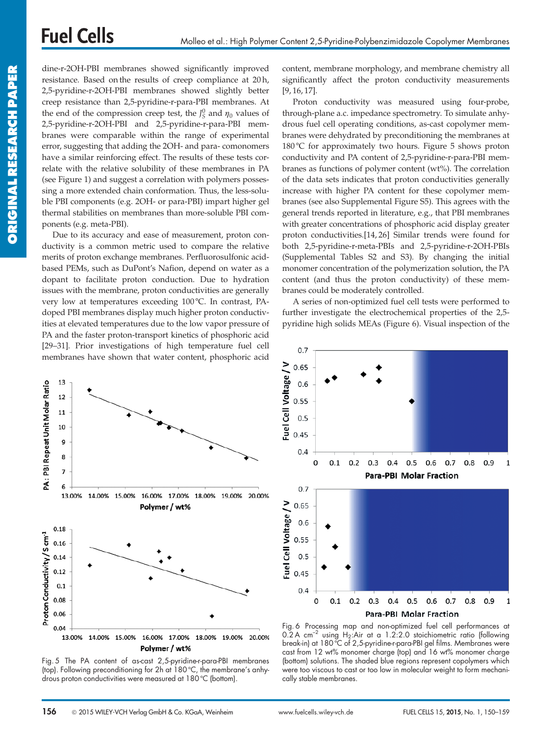dine-r-2OH-PBI membranes showed significantly improved resistance. Based on the results of creep compliance at 20 h, 2,5-pyridine-r-2OH-PBI membranes showed slightly better creep resistance than 2,5-pyridine-r-para-PBI membranes. At the end of the compression creep test, the $J_S^0$ and $\eta_0$ values of 2,5-pyridine-r-2OH-PBI and 2,5-pyridine-r-para-PBI membranes were comparable within the range of experimental error, suggesting that adding the 2OH- and para- comonomers have a similar reinforcing effect. The results of these tests correlate with the relative solubility of these membranes in PA (see Figure 1) and suggest a correlation with polymers possessing a more extended chain conformation. Thus, the less-soluble PBI components (e.g. 2OH- or para-PBI) impart higher gel thermal stabilities on membranes than more-soluble PBI components (e.g. meta-PBI).

Due to its accuracy and ease of measurement, proton conductivity is a common metric used to compare the relative merits of proton exchange membranes. Perfluorosulfonic acid-based PEMs, such as DuPont's Nafion, depend on water as a dopant to facilitate proton conduction. Due to hydration issues with the membrane, proton conductivities are generally very low at temperatures exceeding 100 °C. In contrast, PA-doped PBI membranes display much higher proton conductivities at elevated temperatures due to the low vapor pressure of PA and the faster proton-transport kinetics of phosphoric acid [29–31]. Prior investigations of high temperature fuel cell membranes have shown that water content, phosphoric acid content, membrane morphology, and membrane chemistry all significantly affect the proton conductivity measurements [9, 16, 17].

Proton conductivity was measured using four-probe, through-plane a.c. impedance spectrometry. To simulate anhydrous fuel cell operating conditions, as-cast copolymer membranes were dehydrated by preconditioning the membranes at 180 °C for approximately two hours. Figure 5 shows proton conductivity and PA content of 2,5-pyridine-r-para-PBI membranes as functions of polymer content (wt%). The correlation of the data sets indicates that proton conductivities generally increase with higher PA content for these copolymer membranes (see also Supplemental Figure S5). This agrees with the general trends reported in literature, e.g., that PBI membranes with greater concentrations of phosphoric acid display greater proton conductivities.[14, 26] Similar trends were found for both 2,5-pyridine-r-meta-PBIs and 2,5-pyridine-r-2OH-PBIs (Supplemental Tables S2 and S3). By changing the initial monomer concentration of the polymerization solution, the PA content (and thus the proton conductivity) of these membranes could be moderately controlled.

A series of non-optimized fuel cell tests were performed to further investigate the electrochemical properties of the 2,5-pyridine high solids MEAs (Figure 6). Visual inspection of the

Fig. 5 The PA content of as-cast 2,5-pyridine-r-para-PBI membranes (top). Following preconditioning for 2h at 180 °C, the membrane's anhydrous proton conductivities were measured at 180 °C (bottom).

Fig. 6 Processing map and non-optimized fuel cell performances at 0.2 A cm$^{-2}$ using $H_2$:Air at a 1.2:2.0 stoichiometric ratio (following break-in) at 180 °C of 2,5-pyridine-r-para-PBI gel films. Membranes were cast from 12 wt% monomer charge (top) and 16 wt% monomer charge (bottom) solutions. The shaded blue regions represent copolymers which were too viscous to cast or too low in molecular weight to form mechanically stable membranes.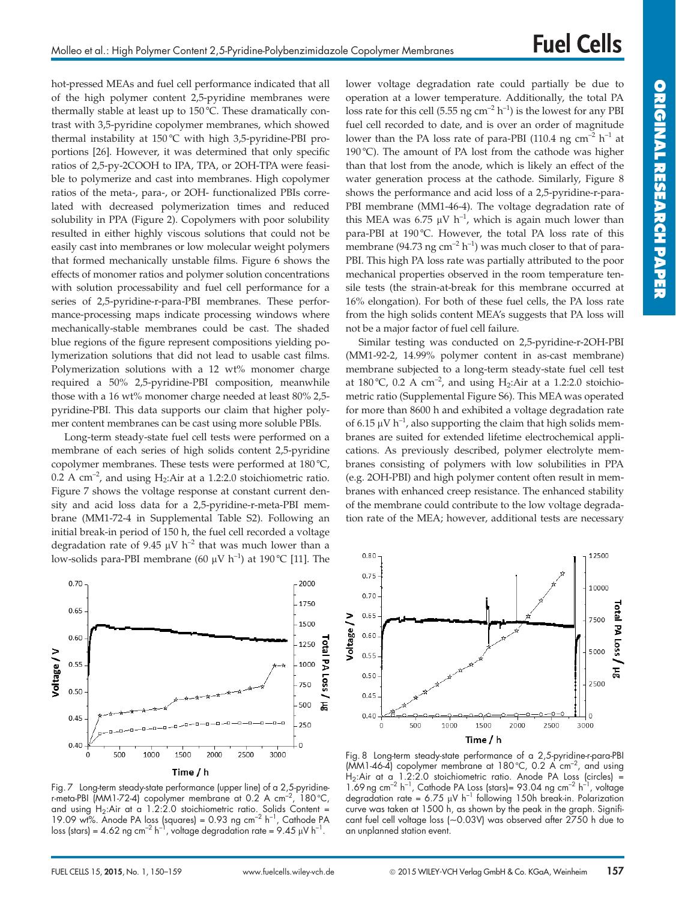hot-pressed MEAs and fuel cell performance indicated that all of the high polymer content 2,5-pyridine membranes were thermally stable at least up to 150 °C. These dramatically contrast with 3,5-pyridine copolymer membranes, which showed thermal instability at 150 °C with high 3,5-pyridine-PBI proportions [26]. However, it was determined that only specific ratios of 2,5-py-2COOH to IPA, TPA, or 2OH-TPA were feasible to polymerize and cast into membranes. High copolymer ratios of the meta-, para-, or 2OH- functionalized PBIs correlated with decreased polymerization times and reduced solubility in PPA (Figure 2). Copolymers with poor solubility resulted in either highly viscous solutions that could not be easily cast into membranes or low molecular weight polymers that formed mechanically unstable films. Figure 6 shows the effects of monomer ratios and polymer solution concentrations with solution processability and fuel cell performance for a series of 2,5-pyridine-r-para-PBI membranes. These performance-processing maps indicate processing windows where mechanically-stable membranes could be cast. The shaded blue regions of the figure represent compositions yielding polymerization solutions that did not lead to usable cast films. Polymerization solutions with a 12 wt% monomer charge required a 50% 2,5-pyridine-PBI composition, meanwhile those with a 16 wt% monomer charge needed at least 80% 2,5-pyridine-PBI. This data supports our claim that higher polymer content membranes can be cast using more soluble PBIs.

Long-term steady-state fuel cell tests were performed on a membrane of each series of high solids content 2,5-pyridine copolymer membranes. These tests were performed at 180 °C, 0.2 A $cm^{-2}$, and using $H_2$:Air at a 1.2:2.0 stoichiometric ratio. Figure 7 shows the voltage response at constant current density and acid loss data for a 2,5-pyridine-r-meta-PBI membrane (MM1-72-4 in Supplemental Table S2). Following an initial break-in period of 150 h, the fuel cell recorded a voltage degradation rate of 9.45 μV $h^{-2}$ that was much lower than a low-solids para-PBI membrane (60 μV $h^{-1}$) at 190 °C [11]. The lower voltage degradation rate could partially be due to operation at a lower temperature. Additionally, the total PA loss rate for this cell (5.55 ng $cm^{-2}$ $h^{-1}$) is the lowest for any PBI fuel cell recorded to date, and is over an order of magnitude lower than the PA loss rate of para-PBI (110.4 ng $cm^{-2}$ $h^{-1}$ at 190 °C). The amount of PA lost from the cathode was higher than that lost from the anode, which is likely an effect of the water generation process at the cathode. Similarly, Figure 8 shows the performance and acid loss of a 2,5-pyridine-r-para-PBI membrane (MM1-46-4). The voltage degradation rate of this MEA was 6.75 μV $h^{-1}$, which is again much lower than para-PBI at 190 °C. However, the total PA loss rate of this membrane (94.73 ng $cm^{-2}$ $h^{-1}$) was much closer to that of para-PBI. This high PA loss rate was partially attributed to the poor mechanical properties observed in the room temperature tensile tests (the strain-at-break for this membrane occurred at 16% elongation). For both of these fuel cells, the PA loss rate from the high solids content MEA's suggests that PA loss will not be a major factor of fuel cell failure.

Similar testing was conducted on 2,5-pyridine-r-2OH-PBI (MM1-92-2, 14.99% polymer content in as-cast membrane) membrane subjected to a long-term steady-state fuel cell test at 180 °C, 0.2 A $cm^{-2}$, and using $H_2$:Air at a 1.2:2.0 stoichiometric ratio (Supplemental Figure S6). This MEA was operated for more than 8600 h and exhibited a voltage degradation rate of 6.15 μV $h^{-1}$, also supporting the claim that high solids membranes are suited for extended lifetime electrochemical applications. As previously described, polymer electrolyte membranes consisting of polymers with low solubilities in PPA (e.g. 2OH-PBI) and high polymer content often result in membranes with enhanced creep resistance. The enhanced stability of the membrane could contribute to the low voltage degradation rate of the MEA; however, additional tests are necessary

Fig. 7 Long-term steady-state performance (upper line) of a 2,5-pyridine-r-meta-PBI (MM1-72-4) copolymer membrane at 0.2 A $cm^{-2}$, 180 °C, and using $H_2$:Air at a 1.2:2.0 stoichiometric ratio. Solids Content = 19.09 wt%. Anode PA loss (squares) = 0.93 ng $cm^{-2}$ $h^{-1}$, Cathode PA loss (stars) = 4.62 ng $cm^{-2}$ $h^{-1}$, voltage degradation rate = 9.45 μV $h^{-1}$.

Fig. 8 Long-term steady-state performance of a 2,5-pyridine-r-para-PBI (MM1-46-4) copolymer membrane at 180 °C, 0.2 A $cm^{-2}$, and using $H_2$:Air at a 1.2:2.0 stoichiometric ratio. Anode PA Loss (circles) = 1.69 ng $cm^{-2}$ $h^{-1}$, Cathode PA Loss (stars)= 93.04 ng $cm^{-2}$ $h^{-1}$, voltage degradation rate = 6.75 μV $h^{-1}$ following 150h break-in. Polarization curve was taken at 1500 h, as shown by the peak in the graph. Significant fuel cell voltage loss (~0.03V) was observed after 2750 h due to an unplanned station event.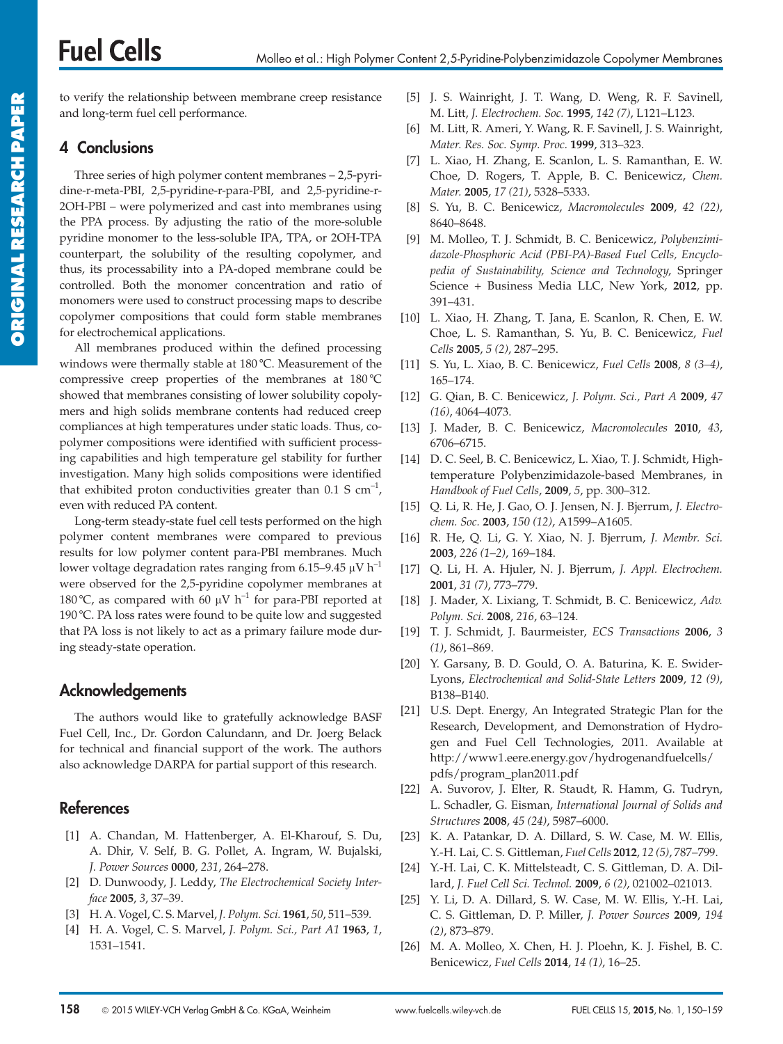to verify the relationship between membrane creep resistance and long-term fuel cell performance.

## 4 Conclusions

Three series of high polymer content membranes – 2,5-pyridine-r-meta-PBI, 2,5-pyridine-r-para-PBI, and 2,5-pyridine-r-2OH-PBI – were polymerized and cast into membranes using the PPA process. By adjusting the ratio of the more-soluble pyridine monomer to the less-soluble IPA, TPA, or 2OH-TPA counterpart, the solubility of the resulting copolymer, and thus, its processability into a PA-doped membrane could be controlled. Both the monomer concentration and ratio of monomers were used to construct processing maps to describe copolymer compositions that could form stable membranes for electrochemical applications.

All membranes produced within the defined processing windows were thermally stable at 180 °C. Measurement of the compressive creep properties of the membranes at 180 °C showed that membranes consisting of lower solubility copolymers and high solids membrane contents had reduced creep compliances at high temperatures under static loads. Thus, copolymer compositions were identified with sufficient processing capabilities and high temperature gel stability for further investigation. Many high solids compositions were identified that exhibited proton conductivities greater than 0.1 S $cm^{-1}$, even with reduced PA content.

Long-term steady-state fuel cell tests performed on the high polymer content membranes were compared to previous results for low polymer content para-PBI membranes. Much lower voltage degradation rates ranging from 6.15–9.45 μV $h^{-1}$ were observed for the 2,5-pyridine copolymer membranes at 180 °C, as compared with 60 μV $h^{-1}$ for para-PBI reported at 190 °C. PA loss rates were found to be quite low and suggested that PA loss is not likely to act as a primary failure mode during steady-state operation.

## Acknowledgements

The authors would like to gratefully acknowledge BASF Fuel Cell, Inc., Dr. Gordon Calundann, and Dr. Joerg Belack for technical and financial support of the work. The authors also acknowledge DARPA for partial support of this research.

## References

[1] A. Chandan, M. Hattenberger, A. El-Kharouf, S. Du, A. Dhir, V. Self, B. G. Pollet, A. Ingram, W. Bujalski, *J. Power Sources* **0000**, *231*, 264–278.

[2] D. Dunwoody, J. Leddy, *The Electrochemical Society Interface* **2005**, *3*, 37–39.

[3] H. A. Vogel, C. S. Marvel, *J. Polym. Sci.* **1961**, *50*, 511–539.

[4] H. A. Vogel, C. S. Marvel, *J. Polym. Sci., Part A1* **1963**, *1*, 1531–1541.

[5] J. S. Wainright, J. T. Wang, D. Weng, R. F. Savinell, M. Litt, *J. Electrochem. Soc.* **1995**, *142 (7)*, L121–L123.

[6] M. Litt, R. Ameri, Y. Wang, R. F. Savinell, J. S. Wainright, *Mater. Res. Soc. Symp. Proc.* **1999**, 313–323.

[7] L. Xiao, H. Zhang, E. Scanlon, L. S. Ramanthan, E. W. Choe, D. Rogers, T. Apple, B. C. Benicewicz, *Chem. Mater.* **2005**, *17 (21)*, 5328–5333.

[8] S. Yu, B. C. Benicewicz, *Macromolecules* **2009**, *42 (22)*, 8640–8648.

[9] M. Molleo, T. J. Schmidt, B. C. Benicewicz, *Polybenzimidazole-Phosphoric Acid (PBI-PA)-Based Fuel Cells, Encyclopedia of Sustainability, Science and Technology*, Springer Science + Business Media LLC, New York, **2012**, pp. 391–431.

[10] L. Xiao, H. Zhang, T. Jana, E. Scanlon, R. Chen, E. W. Choe, L. S. Ramanthan, S. Yu, B. C. Benicewicz, *Fuel Cells* **2005**, *5 (2)*, 287–295.

[11] S. Yu, L. Xiao, B. C. Benicewicz, *Fuel Cells* **2008**, *8 (3–4)*, 165–174.

[12] G. Qian, B. C. Benicewicz, *J. Polym. Sci., Part A* **2009**, *47 (16)*, 4064–4073.

[13] J. Mader, B. C. Benicewicz, *Macromolecules* **2010**, *43*, 6706–6715.

[14] D. C. Seel, B. C. Benicewicz, L. Xiao, T. J. Schmidt, High-temperature Polybenzimidazole-based Membranes, in *Handbook of Fuel Cells*, **2009**, *5*, pp. 300–312.

[15] Q. Li, R. He, J. Gao, O. J. Jensen, N. J. Bjerrum, *J. Electrochem. Soc.* **2003**, *150 (12)*, A1599–A1605.

[16] R. He, Q. Li, G. Y. Xiao, N. J. Bjerrum, *J. Membr. Sci.* **2003**, *226 (1–2)*, 169–184.

[17] Q. Li, H. A. Hjuler, N. J. Bjerrum, *J. Appl. Electrochem.* **2001**, *31 (7)*, 773–779.

[18] J. Mader, X. Lixiang, T. Schmidt, B. C. Benicewicz, *Adv. Polym. Sci.* **2008**, *216*, 63–124.

[19] T. J. Schmidt, J. Baurmeister, *ECS Transactions* **2006**, *3 (1)*, 861–869.

[20] Y. Garsany, B. D. Gould, O. A. Baturina, K. E. Swider-Lyons, *Electrochemical and Solid-State Letters* **2009**, *12 (9)*, B138–B140.

[21] U.S. Dept. Energy, An Integrated Strategic Plan for the Research, Development, and Demonstration of Hydrogen and Fuel Cell Technologies, 2011. Available at http://www1.eere.energy.gov/hydrogenandfuelcells/pdfs/program_plan2011.pdf

[22] A. Suvorov, J. Elter, R. Staudt, R. Hamm, G. Tudryn, L. Schadler, G. Eisman, *International Journal of Solids and Structures* **2008**, *45 (24)*, 5987–6000.

[23] K. A. Patankar, D. A. Dillard, S. W. Case, M. W. Ellis, Y.-H. Lai, C. S. Gittleman, *Fuel Cells* **2012**, *12 (5)*, 787–799.

[24] Y.-H. Lai, C. K. Mittelsteadt, C. S. Gittleman, D. A. Dillard, *J. Fuel Cell Sci. Technol.* **2009**, *6 (2)*, 021002–021013.

[25] Y. Li, D. A. Dillard, S. W. Case, M. W. Ellis, Y.-H. Lai, C. S. Gittleman, D. P. Miller, *J. Power Sources* **2009**, *194 (2)*, 873–879.

[26] M. A. Molleo, X. Chen, H. J. Ploehn, K. J. Fishel, B. C. Benicewicz, *Fuel Cells* **2014**, *14 (1)*, 16–25.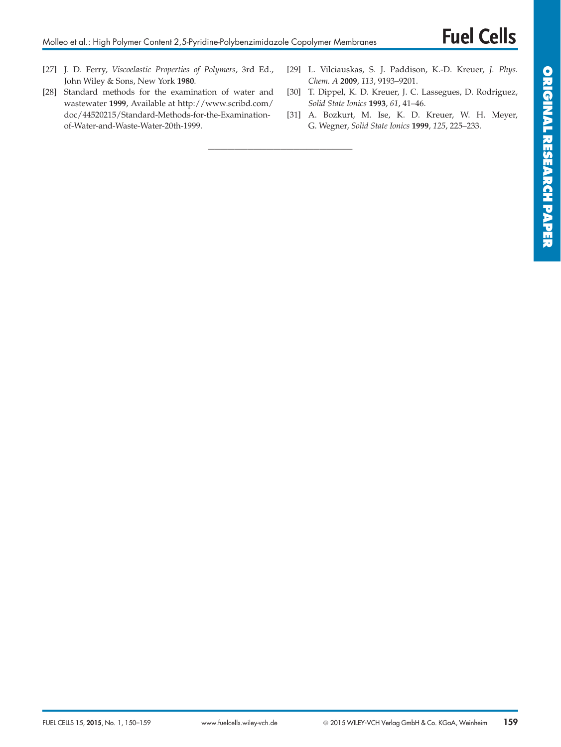[27] J. D. Ferry, *Viscoelastic Properties of Polymers*, 3rd Ed., John Wiley & Sons, New York **1980**.

[28] Standard methods for the examination of water and wastewater **1999**, Available at http://www.scribd.com/doc/44520215/Standard-Methods-for-the-Examination-of-Water-and-Waste-Water-20th-1999.

[29] L. Vilciauskas, S. J. Paddison, K.-D. Kreuer, *J. Phys. Chem. A* **2009**, *113*, 9193–9201.

[30] T. Dippel, K. D. Kreuer, J. C. Lassegues, D. Rodriguez, *Solid State Ionics* **1993**, *61*, 41–46.

[31] A. Bozkurt, M. Ise, K. D. Kreuer, W. H. Meyer, G. Wegner, *Solid State Ionics* **1999**, *125*, 225–233.

______________________